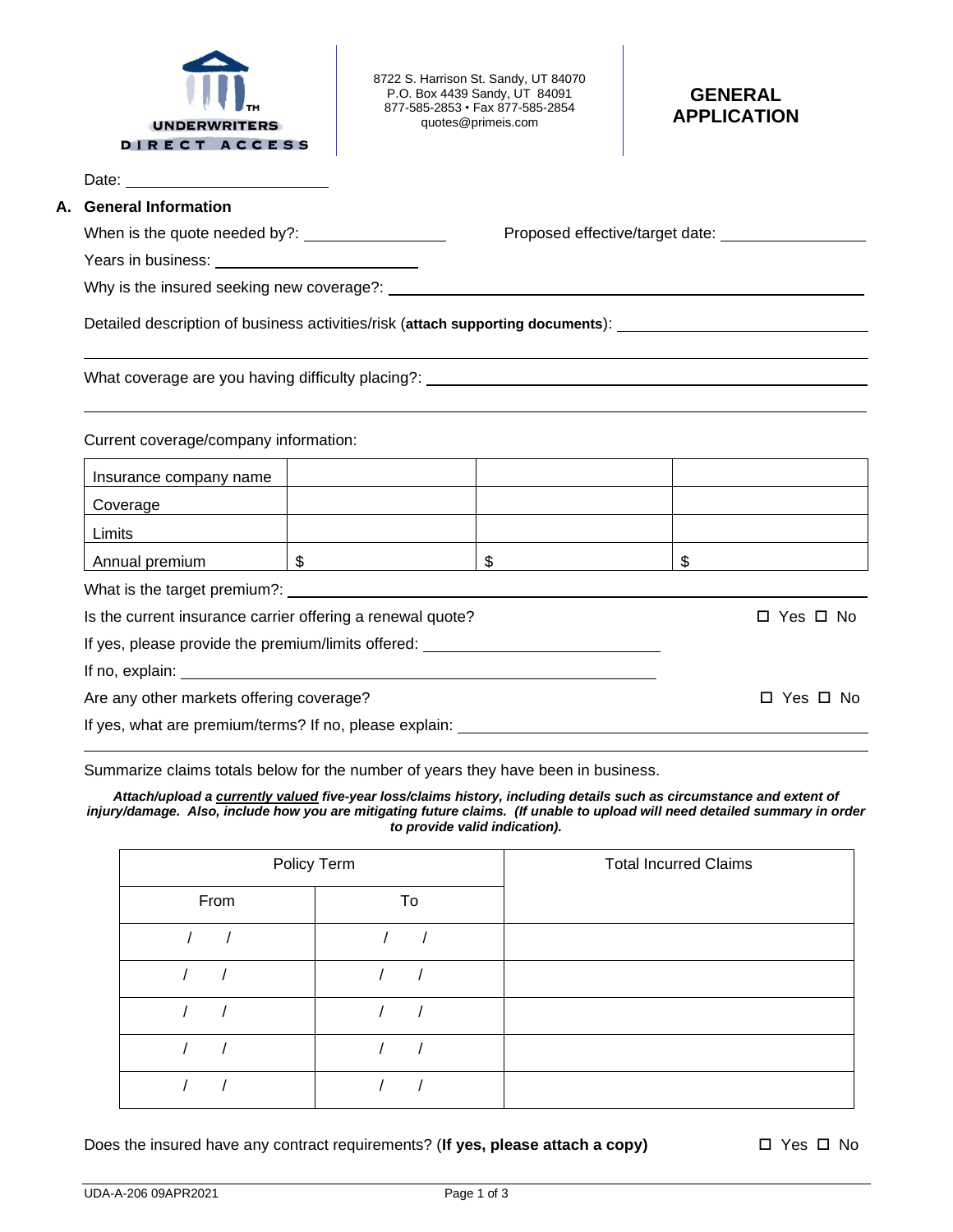UNDERWRITERS DIRECT ACCESS™

8722 S. Harrison St. Sandy, UT 84070
P.O. Box 4439 Sandy, UT 84091
877-585-2853 • Fax 877-585-2854
quotes@primeis.com

# GENERAL APPLICATION

Date: ______________________

## A. General Information

When is the quote needed by?: ________________ Proposed effective/target date: ________________

Years in business: ______________________

Why is the insured seeking new coverage?: ______________________________________________

Detailed description of business activities/risk (**attach supporting documents**): ______________________________

______________________________________________________________________________

What coverage are you having difficulty placing?: ______________________________________________

______________________________________________________________________________

Current coverage/company information:

| Insurance company name | | | |
|---|---|---|---|
| Coverage | | | |
| Limits | | | |
| Annual premium | $ | $ | $ |

What is the target premium?: ______________________________________________

Is the current insurance carrier offering a renewal quote? ☐ Yes ☐ No

If yes, please provide the premium/limits offered: ______________________________

If no, explain: ______________________________________________

Are any other markets offering coverage? ☐ Yes ☐ No

If yes, what are premium/terms? If no, please explain: ______________________________

______________________________________________________________________________

Summarize claims totals below for the number of years they have been in business.

***Attach/upload a <u>currently valued</u> five-year loss/claims history, including details such as circumstance and extent of injury/damage. Also, include how you are mitigating future claims. (If unable to upload will need detailed summary in order to provide valid indication).***

| Policy Term | | Total Incurred Claims |
|---|---|---|
| From | To | |
| / / | / / | |
| / / | / / | |
| / / | / / | |
| / / | / / | |
| / / | / / | |

Does the insured have any contract requirements? (**If yes, please attach a copy)** ☐ Yes ☐ No

UDA-A-206 09APR2021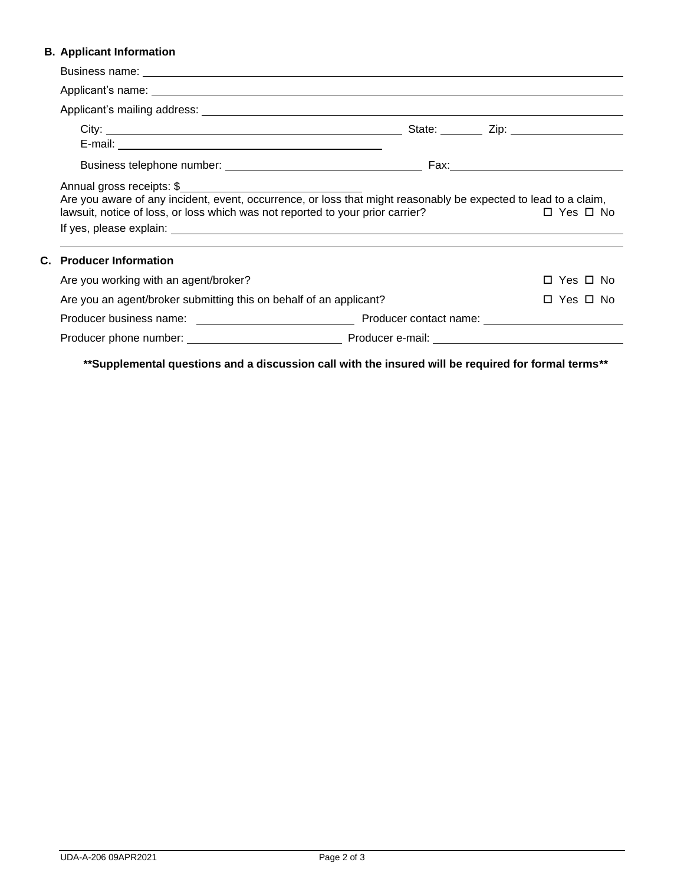**B. Applicant Information**

Business name: ______________________________

Applicant's name: ______________________________

Applicant's mailing address: ______________________________

City: ______________________________ State: ________ Zip: ______________

E-mail: ______________________________

Business telephone number: ______________________________ Fax: ______________________________

Annual gross receipts: $______________________________

Are you aware of any incident, event, occurrence, or loss that might reasonably be expected to lead to a claim, lawsuit, notice of loss, or loss which was not reported to your prior carrier? ☐ Yes ☐ No

If yes, please explain: ______________________________

**C. Producer Information**

Are you working with an agent/broker? ☐ Yes ☐ No

Are you an agent/broker submitting this on behalf of an applicant? ☐ Yes ☐ No

Producer business name: ______________________________ Producer contact name: ______________________________

Producer phone number: ______________________________ Producer e-mail: ______________________________

**\*\*Supplemental questions and a discussion call with the insured will be required for formal terms\*\***

UDA-A-206 09APR2021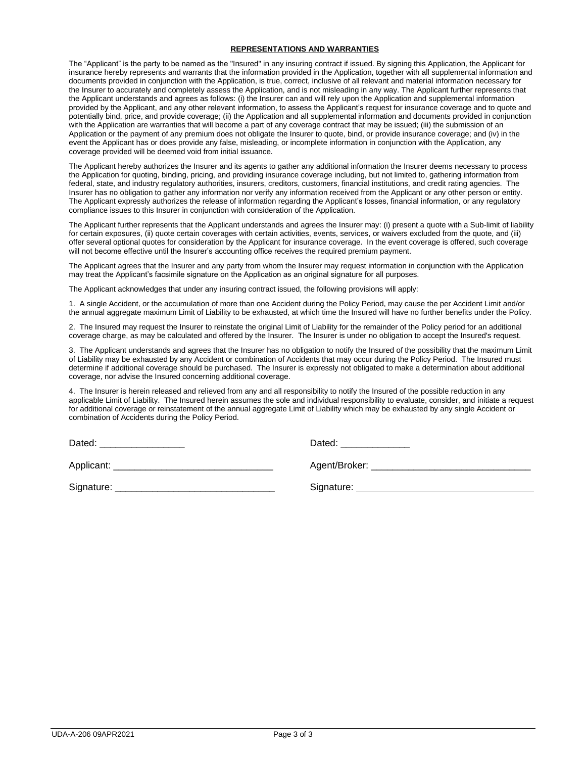**REPRESENTATIONS AND WARRANTIES**

The "Applicant" is the party to be named as the "Insured" in any insuring contract if issued. By signing this Application, the Applicant for insurance hereby represents and warrants that the information provided in the Application, together with all supplemental information and documents provided in conjunction with the Application, is true, correct, inclusive of all relevant and material information necessary for the Insurer to accurately and completely assess the Application, and is not misleading in any way. The Applicant further represents that the Applicant understands and agrees as follows: (i) the Insurer can and will rely upon the Application and supplemental information provided by the Applicant, and any other relevant information, to assess the Applicant's request for insurance coverage and to quote and potentially bind, price, and provide coverage; (ii) the Application and all supplemental information and documents provided in conjunction with the Application are warranties that will become a part of any coverage contract that may be issued; (iii) the submission of an Application or the payment of any premium does not obligate the Insurer to quote, bind, or provide insurance coverage; and (iv) in the event the Applicant has or does provide any false, misleading, or incomplete information in conjunction with the Application, any coverage provided will be deemed void from initial issuance.

The Applicant hereby authorizes the Insurer and its agents to gather any additional information the Insurer deems necessary to process the Application for quoting, binding, pricing, and providing insurance coverage including, but not limited to, gathering information from federal, state, and industry regulatory authorities, insurers, creditors, customers, financial institutions, and credit rating agencies. The Insurer has no obligation to gather any information nor verify any information received from the Applicant or any other person or entity. The Applicant expressly authorizes the release of information regarding the Applicant's losses, financial information, or any regulatory compliance issues to this Insurer in conjunction with consideration of the Application.

The Applicant further represents that the Applicant understands and agrees the Insurer may: (i) present a quote with a Sub-limit of liability for certain exposures, (ii) quote certain coverages with certain activities, events, services, or waivers excluded from the quote, and (iii) offer several optional quotes for consideration by the Applicant for insurance coverage. In the event coverage is offered, such coverage will not become effective until the Insurer's accounting office receives the required premium payment.

The Applicant agrees that the Insurer and any party from whom the Insurer may request information in conjunction with the Application may treat the Applicant's facsimile signature on the Application as an original signature for all purposes.

The Applicant acknowledges that under any insuring contract issued, the following provisions will apply:

1. A single Accident, or the accumulation of more than one Accident during the Policy Period, may cause the per Accident Limit and/or the annual aggregate maximum Limit of Liability to be exhausted, at which time the Insured will have no further benefits under the Policy.

2. The Insured may request the Insurer to reinstate the original Limit of Liability for the remainder of the Policy period for an additional coverage charge, as may be calculated and offered by the Insurer. The Insurer is under no obligation to accept the Insured's request.

3. The Applicant understands and agrees that the Insurer has no obligation to notify the Insured of the possibility that the maximum Limit of Liability may be exhausted by any Accident or combination of Accidents that may occur during the Policy Period. The Insured must determine if additional coverage should be purchased. The Insurer is expressly not obligated to make a determination about additional coverage, nor advise the Insured concerning additional coverage.

4. The Insurer is herein released and relieved from any and all responsibility to notify the Insured of the possible reduction in any applicable Limit of Liability. The Insured herein assumes the sole and individual responsibility to evaluate, consider, and initiate a request for additional coverage or reinstatement of the annual aggregate Limit of Liability which may be exhausted by any single Accident or combination of Accidents during the Policy Period.

Dated: ________________ Dated: _____________

Applicant: ______________________________ Agent/Broker: ______________________________

Signature: ______________________________ Signature: ______________________________

UDA-A-206 09APR2021